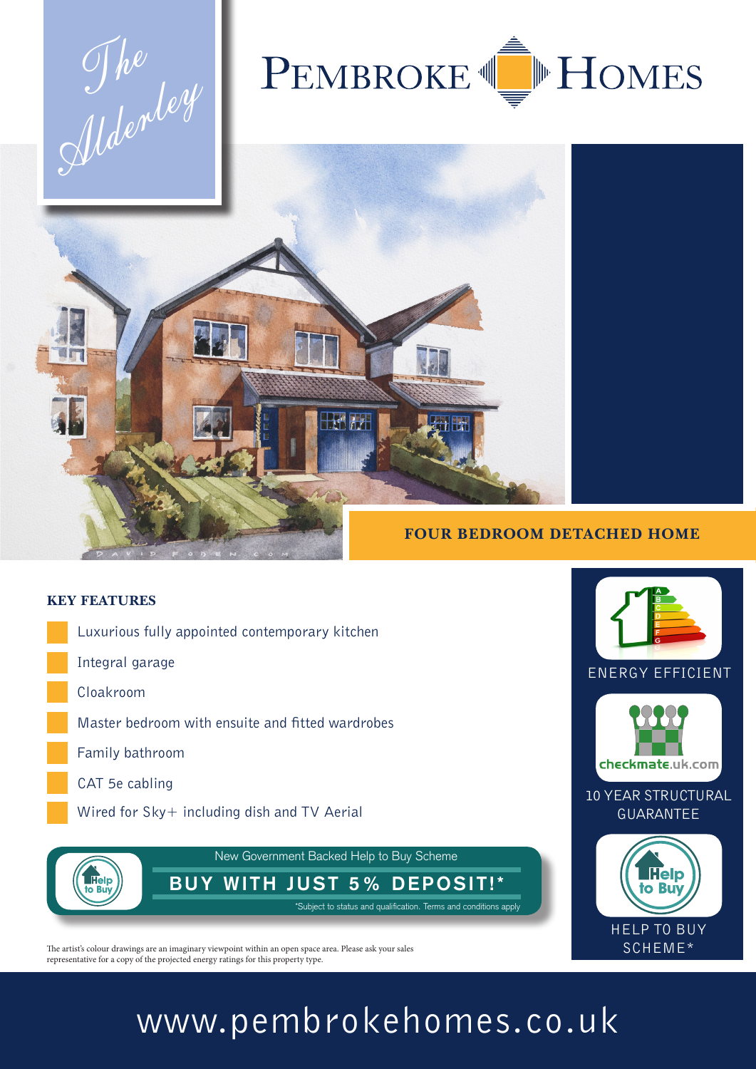# The Alderley

# PEMBROKE HOMES

**FOUR BEDROOM DETACHED HOME**

## KEY FEATURES

- Luxurious fully appointed contemporary kitchen
- Integral garage
- Cloakroom
- Master bedroom with ensuite and fitted wardrobes
- Family bathroom
- CAT 5e cabling
- Wired for Sky+ including dish and TV Aerial

New Government Backed Help to Buy Scheme

**BUY WITH JUST 5% DEPOSIT!***

*Subject to status and qualification. Terms and conditions apply

ENERGY EFFICIENT

checkmate.uk.com

10 YEAR STRUCTURAL GUARANTEE

HELP TO BUY SCHEME*

The artist's colour drawings are an imaginary viewpoint within an open space area. Please ask your sales representative for a copy of the projected energy ratings for this property type.

www.pembrokehomes.co.uk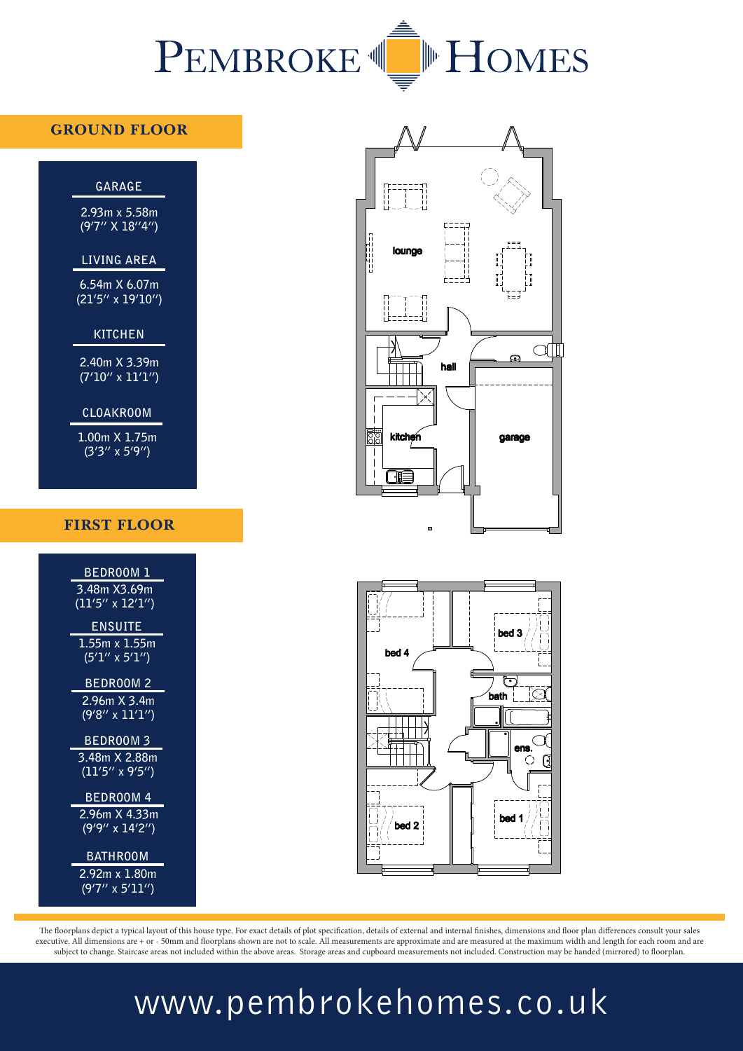# PEMBROKE HOMES

## GROUND FLOOR

**GARAGE**
2.93m x 5.58m
(9'7" X 18"4")

**LIVING AREA**
6.54m X 6.07m
(21'5" x 19'10")

**KITCHEN**
2.40m X 3.39m
(7'10" x 11'1")

**CLOAKROOM**
1.00m X 1.75m
(3'3" x 5'9")

lounge
hall
kitchen
garage

## FIRST FLOOR

**BEDROOM 1**
3.48m X3.69m
(11'5" x 12'1")

**ENSUITE**
1.55m x 1.55m
(5'1" x 5'1")

**BEDROOM 2**
2.96m X 3.4m
(9'8" x 11'1")

**BEDROOM 3**
3.48m X 2.88m
(11'5" x 9'5")

**BEDROOM 4**
2.96m X 4.33m
(9'9" x 14'2")

**BATHROOM**
2.92m x 1.80m
(9'7" x 5'11")

bed 4
bed 3
bath
ens.
bed 2
bed 1

The floorplans depict a typical layout of this house type. For exact details of plot specification, details of external and internal finishes, dimensions and floor plan differences consult your sales executive. All dimensions are + or - 50mm and floorplans shown are not to scale. All measurements are approximate and are measured at the maximum width and length for each room and are subject to change. Staircase areas not included within the above areas. Storage areas and cupboard measurements not included. Construction may be handed (mirrored) to floorplan.

www.pembrokehomes.co.uk